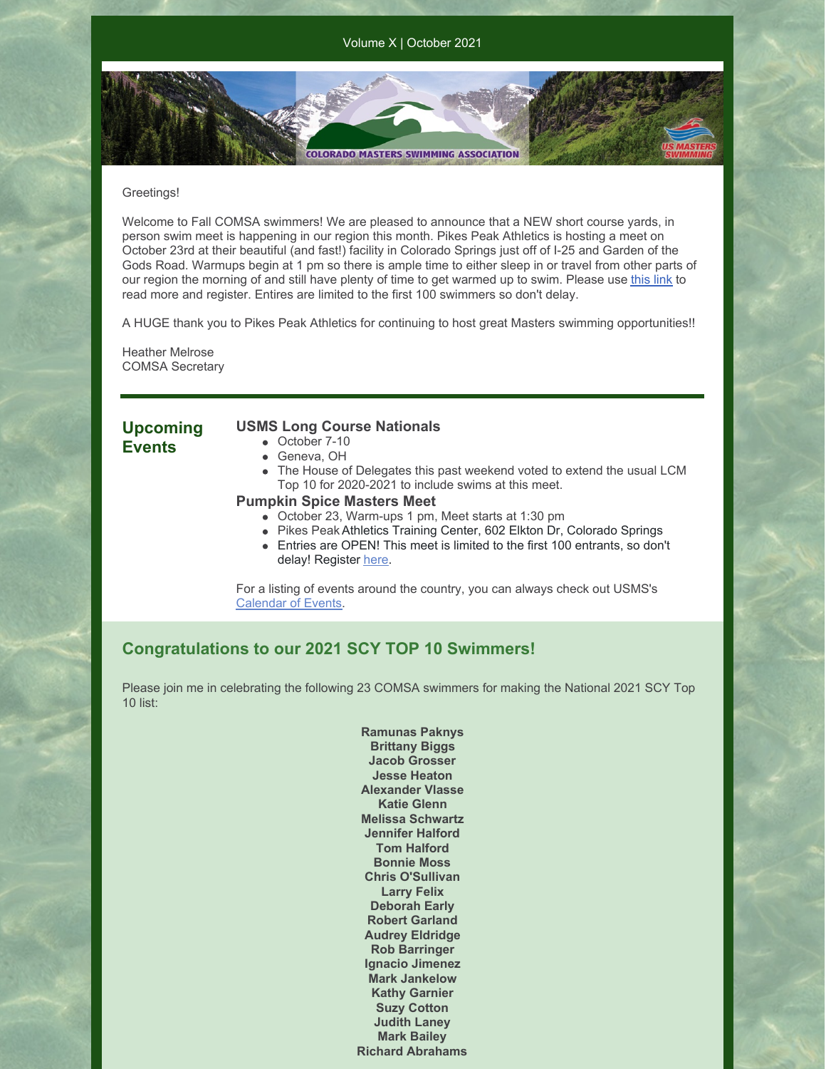Volume X | October 2021

Greetings!

Welcome to Fall COMSA swimmers! We are pleased to announce that a NEW short course yards, in person swim meet is happening in our region this month. Pikes Peak Athletics is hosting a meet on October 23rd at their beautiful (and fast!) facility in Colorado Springs just off of I-25 and Garden of the Gods Road. Warmups begin at 1 pm so there is ample time to either sleep in or travel from other parts of our region the morning of and still have plenty of time to get warmed up to swim. Please use this link to read more and register. Entires are limited to the first 100 swimmers so don't delay.

A HUGE thank you to Pikes Peak Athletics for continuing to host great Masters swimming opportunities!!

Heather Melrose
COMSA Secretary

## Upcoming Events

### USMS Long Course Nationals

- October 7-10
- Geneva, OH
- The House of Delegates this past weekend voted to extend the usual LCM Top 10 for 2020-2021 to include swims at this meet.

### Pumpkin Spice Masters Meet

- October 23, Warm-ups 1 pm, Meet starts at 1:30 pm
- Pikes Peak Athletics Training Center, 602 Elkton Dr, Colorado Springs
- Entries are OPEN! This meet is limited to the first 100 entrants, so don't delay! Register here.

For a listing of events around the country, you can always check out USMS's Calendar of Events.

## Congratulations to our 2021 SCY TOP 10 Swimmers!

Please join me in celebrating the following 23 COMSA swimmers for making the National 2021 SCY Top 10 list:

**Ramunas Paknys**
**Brittany Biggs**
**Jacob Grosser**
**Jesse Heaton**
**Alexander Vlasse**
**Katie Glenn**
**Melissa Schwartz**
**Jennifer Halford**
**Tom Halford**
**Bonnie Moss**
**Chris O'Sullivan**
**Larry Felix**
**Deborah Early**
**Robert Garland**
**Audrey Eldridge**
**Rob Barringer**
**Ignacio Jimenez**
**Mark Jankelow**
**Kathy Garnier**
**Suzy Cotton**
**Judith Laney**
**Mark Bailey**
**Richard Abrahams**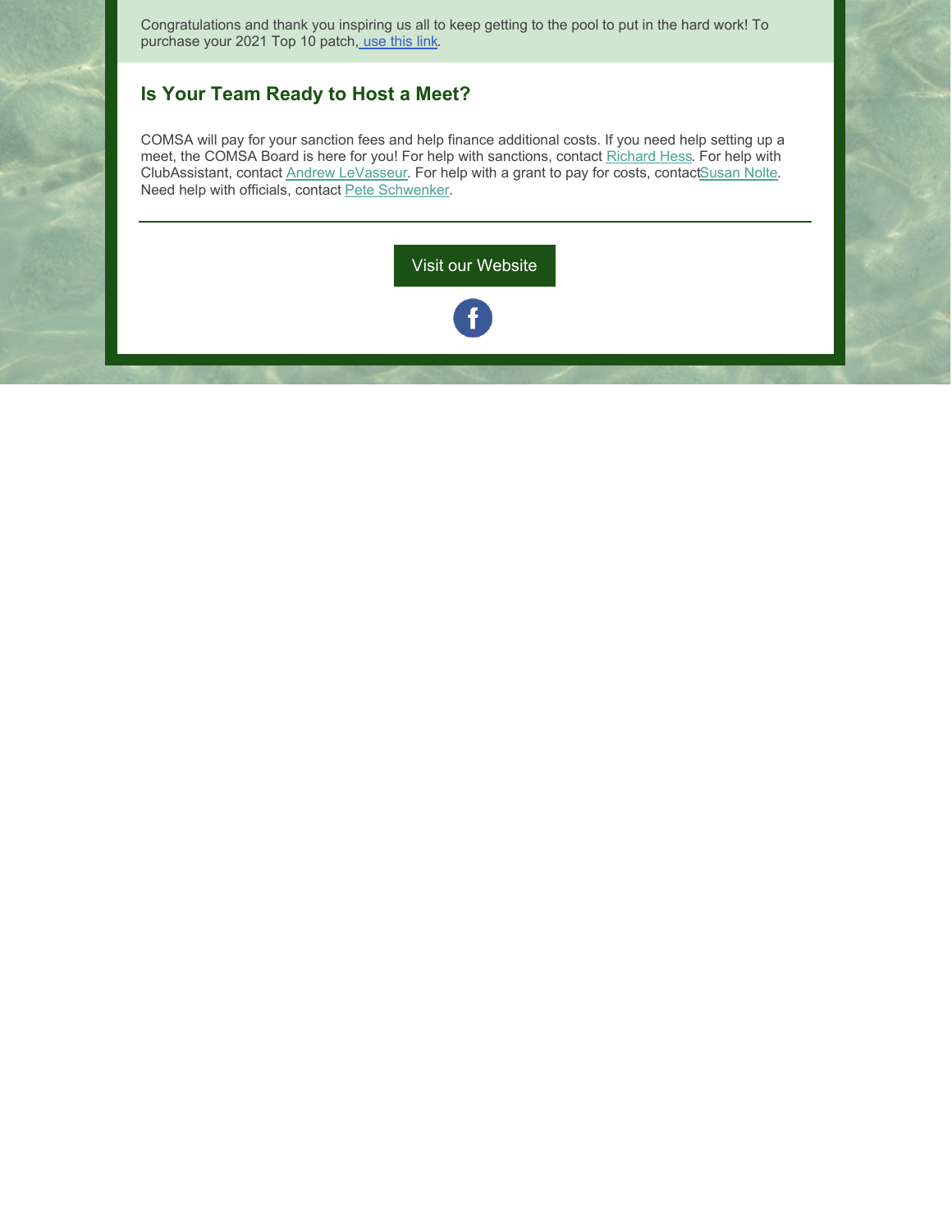Congratulations and thank you inspiring us all to keep getting to the pool to put in the hard work! To purchase your 2021 Top 10 patch, use this link.

## Is Your Team Ready to Host a Meet?

COMSA will pay for your sanction fees and help finance additional costs. If you need help setting up a meet, the COMSA Board is here for you! For help with sanctions, contact Richard Hess. For help with ClubAssistant, contact Andrew LeVasseur. For help with a grant to pay for costs, contactSusan Nolte. Need help with officials, contact Pete Schwenker.

---

Visit our Website